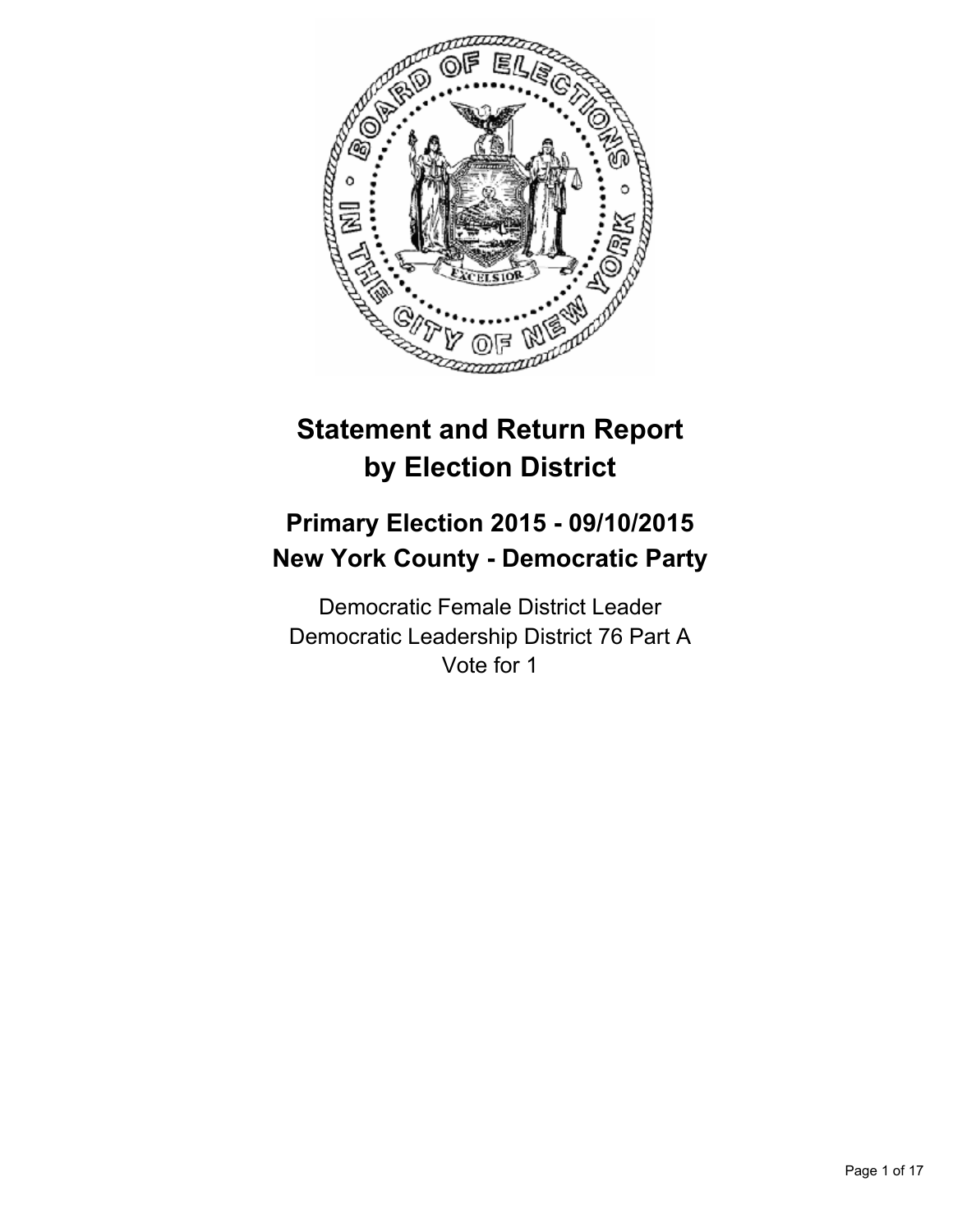# Statement and Return Report by Election District

## Primary Election 2015 - 09/10/2015
## New York County - Democratic Party

Democratic Female District Leader
Democratic Leadership District 76 Part A
Vote for 1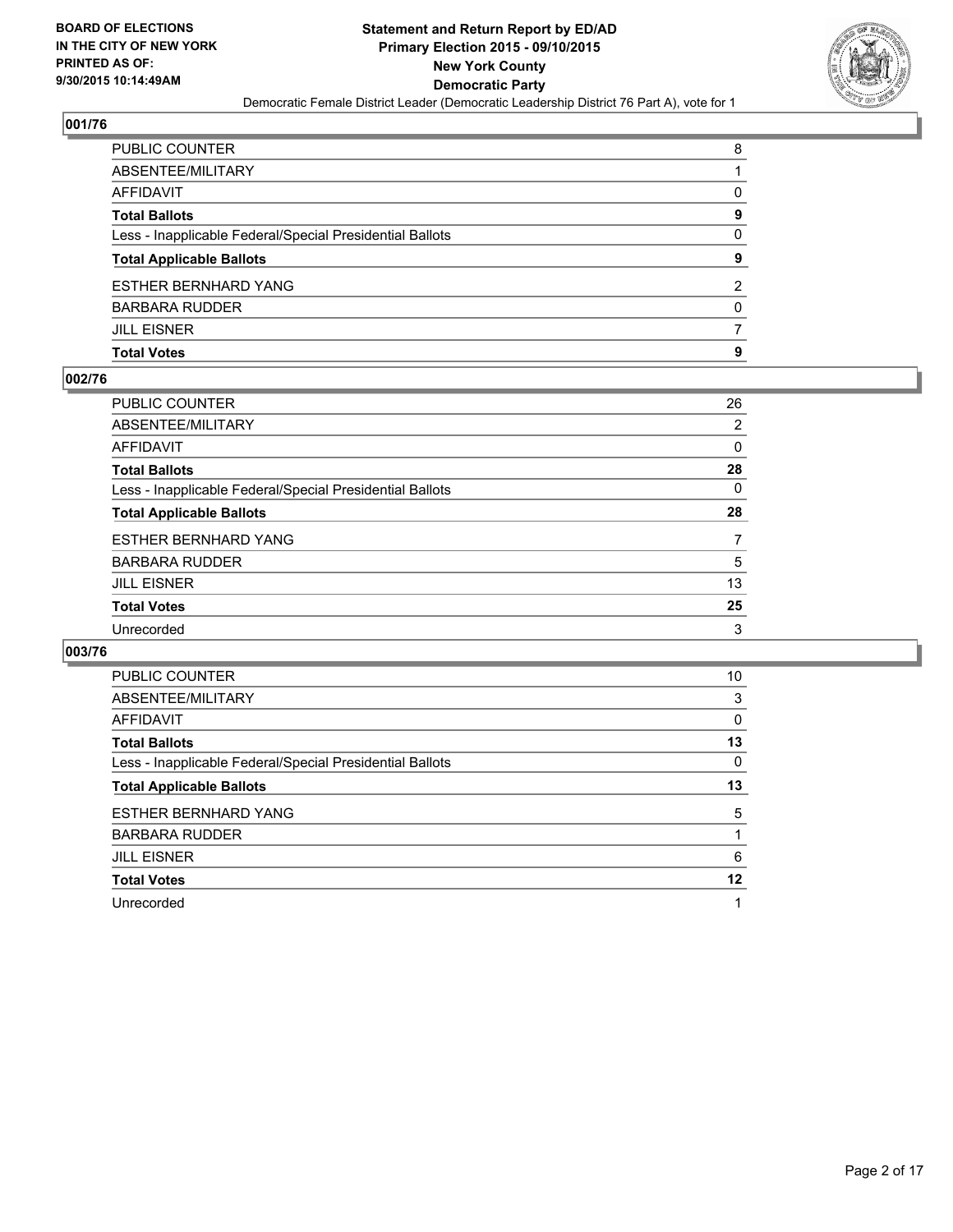**BOARD OF ELECTIONS**
**IN THE CITY OF NEW YORK**
**PRINTED AS OF:**
**9/30/2015 10:14:49AM**

**Statement and Return Report by ED/AD**
**Primary Election 2015 - 09/10/2015**
**New York County**
**Democratic Party**
Democratic Female District Leader (Democratic Leadership District 76 Part A), vote for 1

## 001/76

| | |
|---|---|
| PUBLIC COUNTER | 8 |
| ABSENTEE/MILITARY | 1 |
| AFFIDAVIT | 0 |
| **Total Ballots** | **9** |
| Less - Inapplicable Federal/Special Presidential Ballots | 0 |
| **Total Applicable Ballots** | **9** |
| ESTHER BERNHARD YANG | 2 |
| BARBARA RUDDER | 0 |
| JILL EISNER | 7 |
| **Total Votes** | **9** |

## 002/76

| | |
|---|---|
| PUBLIC COUNTER | 26 |
| ABSENTEE/MILITARY | 2 |
| AFFIDAVIT | 0 |
| **Total Ballots** | **28** |
| Less - Inapplicable Federal/Special Presidential Ballots | 0 |
| **Total Applicable Ballots** | **28** |
| ESTHER BERNHARD YANG | 7 |
| BARBARA RUDDER | 5 |
| JILL EISNER | 13 |
| **Total Votes** | **25** |
| Unrecorded | 3 |

## 003/76

| | |
|---|---|
| PUBLIC COUNTER | 10 |
| ABSENTEE/MILITARY | 3 |
| AFFIDAVIT | 0 |
| **Total Ballots** | **13** |
| Less - Inapplicable Federal/Special Presidential Ballots | 0 |
| **Total Applicable Ballots** | **13** |
| ESTHER BERNHARD YANG | 5 |
| BARBARA RUDDER | 1 |
| JILL EISNER | 6 |
| **Total Votes** | **12** |
| Unrecorded | 1 |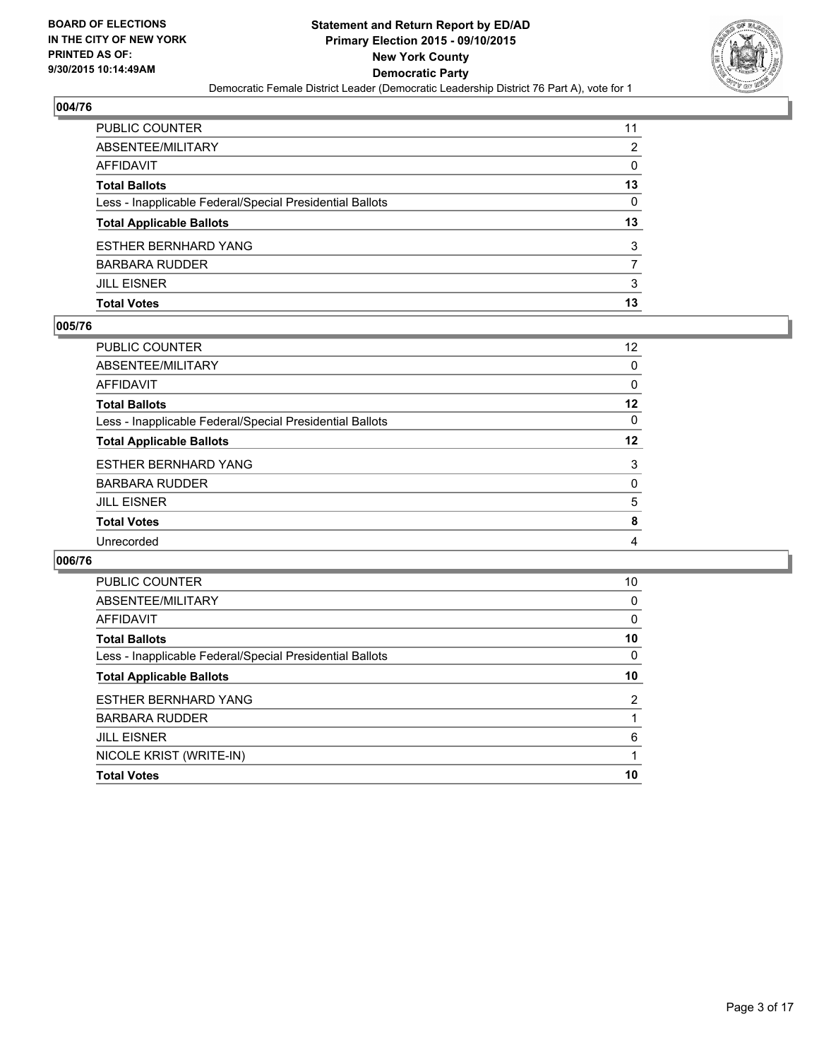BOARD OF ELECTIONS
IN THE CITY OF NEW YORK
PRINTED AS OF:
9/30/2015 10:14:49AM

**Statement and Return Report by ED/AD**
**Primary Election 2015 - 09/10/2015**
**New York County**
**Democratic Party**
Democratic Female District Leader (Democratic Leadership District 76 Part A), vote for 1

## 004/76

| | |
|---|---|
| PUBLIC COUNTER | 11 |
| ABSENTEE/MILITARY | 2 |
| AFFIDAVIT | 0 |
| **Total Ballots** | **13** |
| Less - Inapplicable Federal/Special Presidential Ballots | 0 |
| **Total Applicable Ballots** | **13** |
| ESTHER BERNHARD YANG | 3 |
| BARBARA RUDDER | 7 |
| JILL EISNER | 3 |
| **Total Votes** | **13** |

## 005/76

| | |
|---|---|
| PUBLIC COUNTER | 12 |
| ABSENTEE/MILITARY | 0 |
| AFFIDAVIT | 0 |
| **Total Ballots** | **12** |
| Less - Inapplicable Federal/Special Presidential Ballots | 0 |
| **Total Applicable Ballots** | **12** |
| ESTHER BERNHARD YANG | 3 |
| BARBARA RUDDER | 0 |
| JILL EISNER | 5 |
| **Total Votes** | **8** |
| Unrecorded | 4 |

## 006/76

| | |
|---|---|
| PUBLIC COUNTER | 10 |
| ABSENTEE/MILITARY | 0 |
| AFFIDAVIT | 0 |
| **Total Ballots** | **10** |
| Less - Inapplicable Federal/Special Presidential Ballots | 0 |
| **Total Applicable Ballots** | **10** |
| ESTHER BERNHARD YANG | 2 |
| BARBARA RUDDER | 1 |
| JILL EISNER | 6 |
| NICOLE KRIST (WRITE-IN) | 1 |
| **Total Votes** | **10** |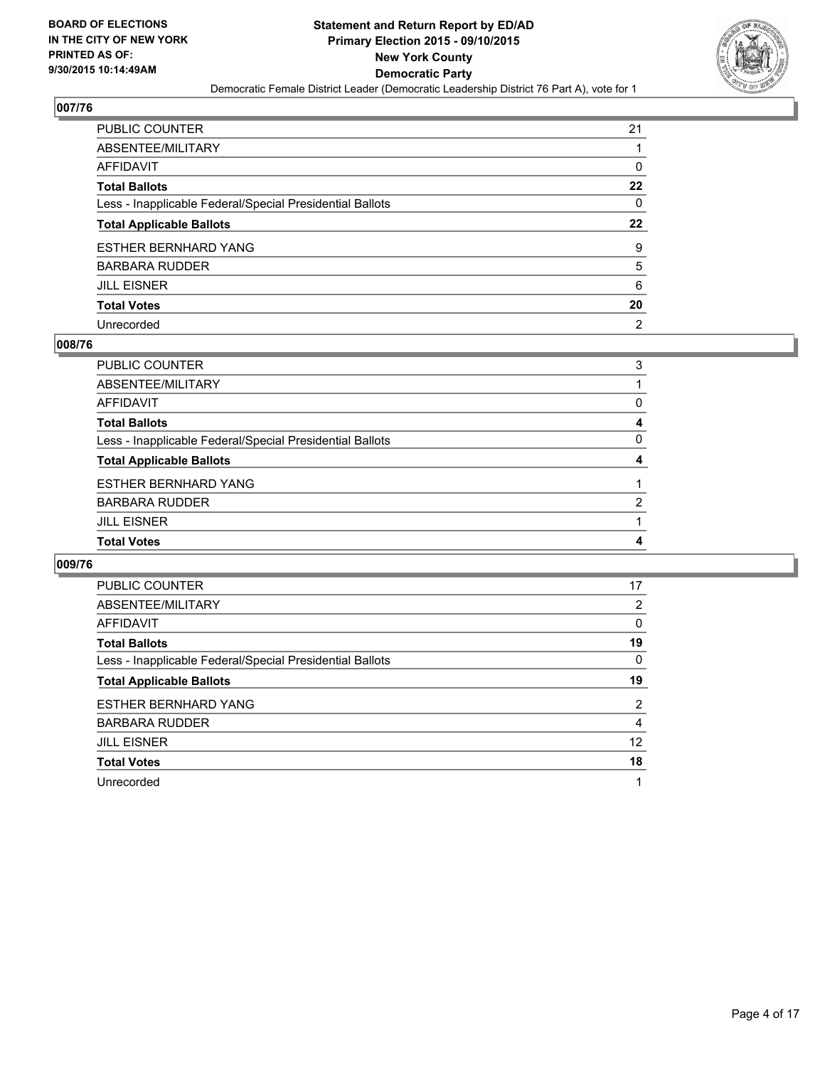**BOARD OF ELECTIONS IN THE CITY OF NEW YORK PRINTED AS OF: 9/30/2015 10:14:49AM**

**Statement and Return Report by ED/AD**
**Primary Election 2015 - 09/10/2015**
**New York County**
**Democratic Party**
Democratic Female District Leader (Democratic Leadership District 76 Part A), vote for 1

## 007/76

| | |
|---|---|
| PUBLIC COUNTER | 21 |
| ABSENTEE/MILITARY | 1 |
| AFFIDAVIT | 0 |
| **Total Ballots** | **22** |
| Less - Inapplicable Federal/Special Presidential Ballots | 0 |
| **Total Applicable Ballots** | **22** |
| ESTHER BERNHARD YANG | 9 |
| BARBARA RUDDER | 5 |
| JILL EISNER | 6 |
| **Total Votes** | **20** |
| Unrecorded | 2 |

## 008/76

| | |
|---|---|
| PUBLIC COUNTER | 3 |
| ABSENTEE/MILITARY | 1 |
| AFFIDAVIT | 0 |
| **Total Ballots** | **4** |
| Less - Inapplicable Federal/Special Presidential Ballots | 0 |
| **Total Applicable Ballots** | **4** |
| ESTHER BERNHARD YANG | 1 |
| BARBARA RUDDER | 2 |
| JILL EISNER | 1 |
| **Total Votes** | **4** |

## 009/76

| | |
|---|---|
| PUBLIC COUNTER | 17 |
| ABSENTEE/MILITARY | 2 |
| AFFIDAVIT | 0 |
| **Total Ballots** | **19** |
| Less - Inapplicable Federal/Special Presidential Ballots | 0 |
| **Total Applicable Ballots** | **19** |
| ESTHER BERNHARD YANG | 2 |
| BARBARA RUDDER | 4 |
| JILL EISNER | 12 |
| **Total Votes** | **18** |
| Unrecorded | 1 |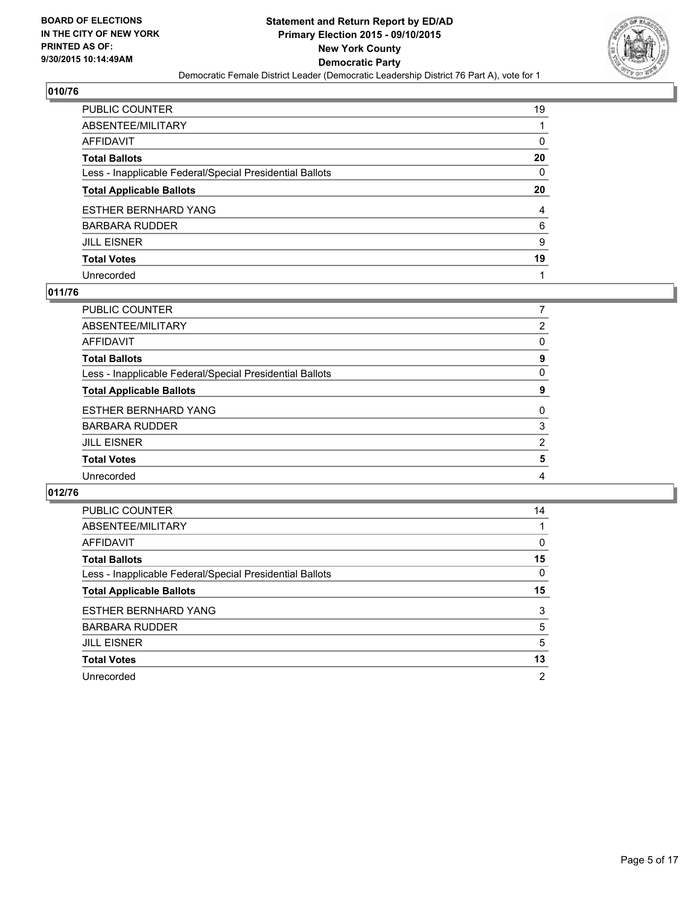**BOARD OF ELECTIONS IN THE CITY OF NEW YORK PRINTED AS OF: 9/30/2015 10:14:49AM**

**Statement and Return Report by ED/AD Primary Election 2015 - 09/10/2015 New York County Democratic Party**

Democratic Female District Leader (Democratic Leadership District 76 Part A), vote for 1

## 010/76

| | |
|---|---|
| PUBLIC COUNTER | 19 |
| ABSENTEE/MILITARY | 1 |
| AFFIDAVIT | 0 |
| **Total Ballots** | **20** |
| Less - Inapplicable Federal/Special Presidential Ballots | 0 |
| **Total Applicable Ballots** | **20** |
| ESTHER BERNHARD YANG | 4 |
| BARBARA RUDDER | 6 |
| JILL EISNER | 9 |
| **Total Votes** | **19** |
| Unrecorded | 1 |

## 011/76

| | |
|---|---|
| PUBLIC COUNTER | 7 |
| ABSENTEE/MILITARY | 2 |
| AFFIDAVIT | 0 |
| **Total Ballots** | **9** |
| Less - Inapplicable Federal/Special Presidential Ballots | 0 |
| **Total Applicable Ballots** | **9** |
| ESTHER BERNHARD YANG | 0 |
| BARBARA RUDDER | 3 |
| JILL EISNER | 2 |
| **Total Votes** | **5** |
| Unrecorded | 4 |

## 012/76

| | |
|---|---|
| PUBLIC COUNTER | 14 |
| ABSENTEE/MILITARY | 1 |
| AFFIDAVIT | 0 |
| **Total Ballots** | **15** |
| Less - Inapplicable Federal/Special Presidential Ballots | 0 |
| **Total Applicable Ballots** | **15** |
| ESTHER BERNHARD YANG | 3 |
| BARBARA RUDDER | 5 |
| JILL EISNER | 5 |
| **Total Votes** | **13** |
| Unrecorded | 2 |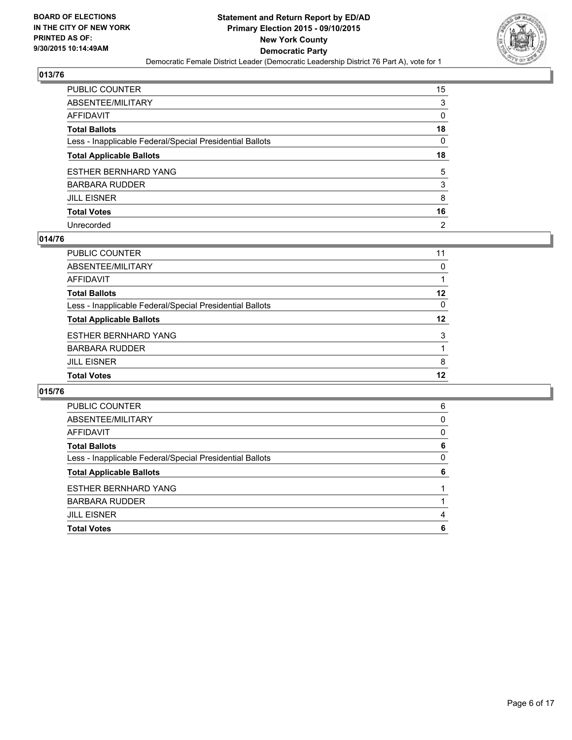**BOARD OF ELECTIONS IN THE CITY OF NEW YORK PRINTED AS OF: 9/30/2015 10:14:49AM**

**Statement and Return Report by ED/AD Primary Election 2015 - 09/10/2015 New York County Democratic Party**

Democratic Female District Leader (Democratic Leadership District 76 Part A), vote for 1

## 013/76

| | |
|---|---|
| PUBLIC COUNTER | 15 |
| ABSENTEE/MILITARY | 3 |
| AFFIDAVIT | 0 |
| **Total Ballots** | **18** |
| Less - Inapplicable Federal/Special Presidential Ballots | 0 |
| **Total Applicable Ballots** | **18** |
| ESTHER BERNHARD YANG | 5 |
| BARBARA RUDDER | 3 |
| JILL EISNER | 8 |
| **Total Votes** | **16** |
| Unrecorded | 2 |

## 014/76

| | |
|---|---|
| PUBLIC COUNTER | 11 |
| ABSENTEE/MILITARY | 0 |
| AFFIDAVIT | 1 |
| **Total Ballots** | **12** |
| Less - Inapplicable Federal/Special Presidential Ballots | 0 |
| **Total Applicable Ballots** | **12** |
| ESTHER BERNHARD YANG | 3 |
| BARBARA RUDDER | 1 |
| JILL EISNER | 8 |
| **Total Votes** | **12** |

## 015/76

| | |
|---|---|
| PUBLIC COUNTER | 6 |
| ABSENTEE/MILITARY | 0 |
| AFFIDAVIT | 0 |
| **Total Ballots** | **6** |
| Less - Inapplicable Federal/Special Presidential Ballots | 0 |
| **Total Applicable Ballots** | **6** |
| ESTHER BERNHARD YANG | 1 |
| BARBARA RUDDER | 1 |
| JILL EISNER | 4 |
| **Total Votes** | **6** |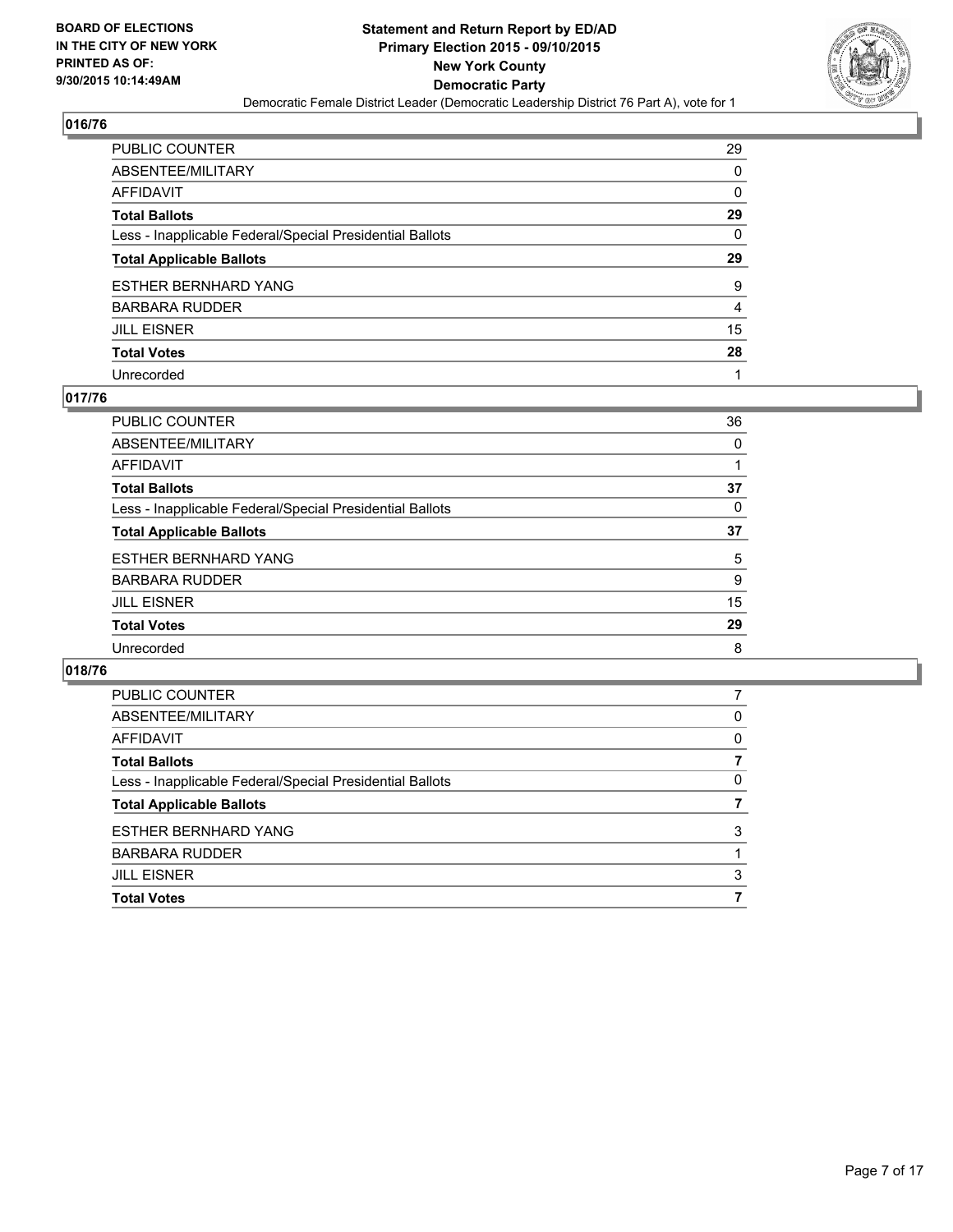**BOARD OF ELECTIONS IN THE CITY OF NEW YORK PRINTED AS OF: 9/30/2015 10:14:49AM**

**Statement and Return Report by ED/AD**
**Primary Election 2015 - 09/10/2015**
**New York County**
**Democratic Party**
Democratic Female District Leader (Democratic Leadership District 76 Part A), vote for 1

### 016/76

| | |
|---|---|
| PUBLIC COUNTER | 29 |
| ABSENTEE/MILITARY | 0 |
| AFFIDAVIT | 0 |
| **Total Ballots** | **29** |
| Less - Inapplicable Federal/Special Presidential Ballots | 0 |
| **Total Applicable Ballots** | **29** |
| ESTHER BERNHARD YANG | 9 |
| BARBARA RUDDER | 4 |
| JILL EISNER | 15 |
| **Total Votes** | **28** |
| Unrecorded | 1 |

### 017/76

| | |
|---|---|
| PUBLIC COUNTER | 36 |
| ABSENTEE/MILITARY | 0 |
| AFFIDAVIT | 1 |
| **Total Ballots** | **37** |
| Less - Inapplicable Federal/Special Presidential Ballots | 0 |
| **Total Applicable Ballots** | **37** |
| ESTHER BERNHARD YANG | 5 |
| BARBARA RUDDER | 9 |
| JILL EISNER | 15 |
| **Total Votes** | **29** |
| Unrecorded | 8 |

### 018/76

| | |
|---|---|
| PUBLIC COUNTER | 7 |
| ABSENTEE/MILITARY | 0 |
| AFFIDAVIT | 0 |
| **Total Ballots** | **7** |
| Less - Inapplicable Federal/Special Presidential Ballots | 0 |
| **Total Applicable Ballots** | **7** |
| ESTHER BERNHARD YANG | 3 |
| BARBARA RUDDER | 1 |
| JILL EISNER | 3 |
| **Total Votes** | **7** |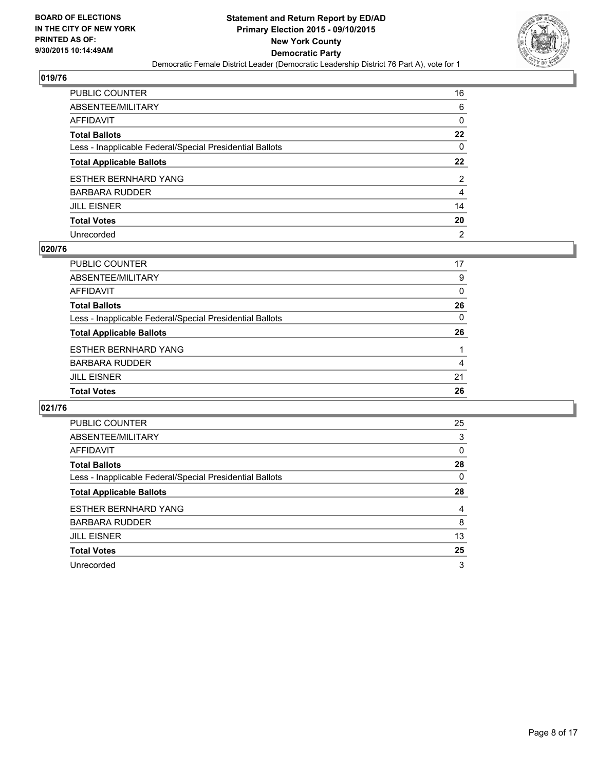## 019/76

| | |
|---|---|
| PUBLIC COUNTER | 16 |
| ABSENTEE/MILITARY | 6 |
| AFFIDAVIT | 0 |
| **Total Ballots** | **22** |
| Less - Inapplicable Federal/Special Presidential Ballots | 0 |
| **Total Applicable Ballots** | **22** |
| ESTHER BERNHARD YANG | 2 |
| BARBARA RUDDER | 4 |
| JILL EISNER | 14 |
| **Total Votes** | **20** |
| Unrecorded | 2 |

## 020/76

| | |
|---|---|
| PUBLIC COUNTER | 17 |
| ABSENTEE/MILITARY | 9 |
| AFFIDAVIT | 0 |
| **Total Ballots** | **26** |
| Less - Inapplicable Federal/Special Presidential Ballots | 0 |
| **Total Applicable Ballots** | **26** |
| ESTHER BERNHARD YANG | 1 |
| BARBARA RUDDER | 4 |
| JILL EISNER | 21 |
| **Total Votes** | **26** |

## 021/76

| | |
|---|---|
| PUBLIC COUNTER | 25 |
| ABSENTEE/MILITARY | 3 |
| AFFIDAVIT | 0 |
| **Total Ballots** | **28** |
| Less - Inapplicable Federal/Special Presidential Ballots | 0 |
| **Total Applicable Ballots** | **28** |
| ESTHER BERNHARD YANG | 4 |
| BARBARA RUDDER | 8 |
| JILL EISNER | 13 |
| **Total Votes** | **25** |
| Unrecorded | 3 |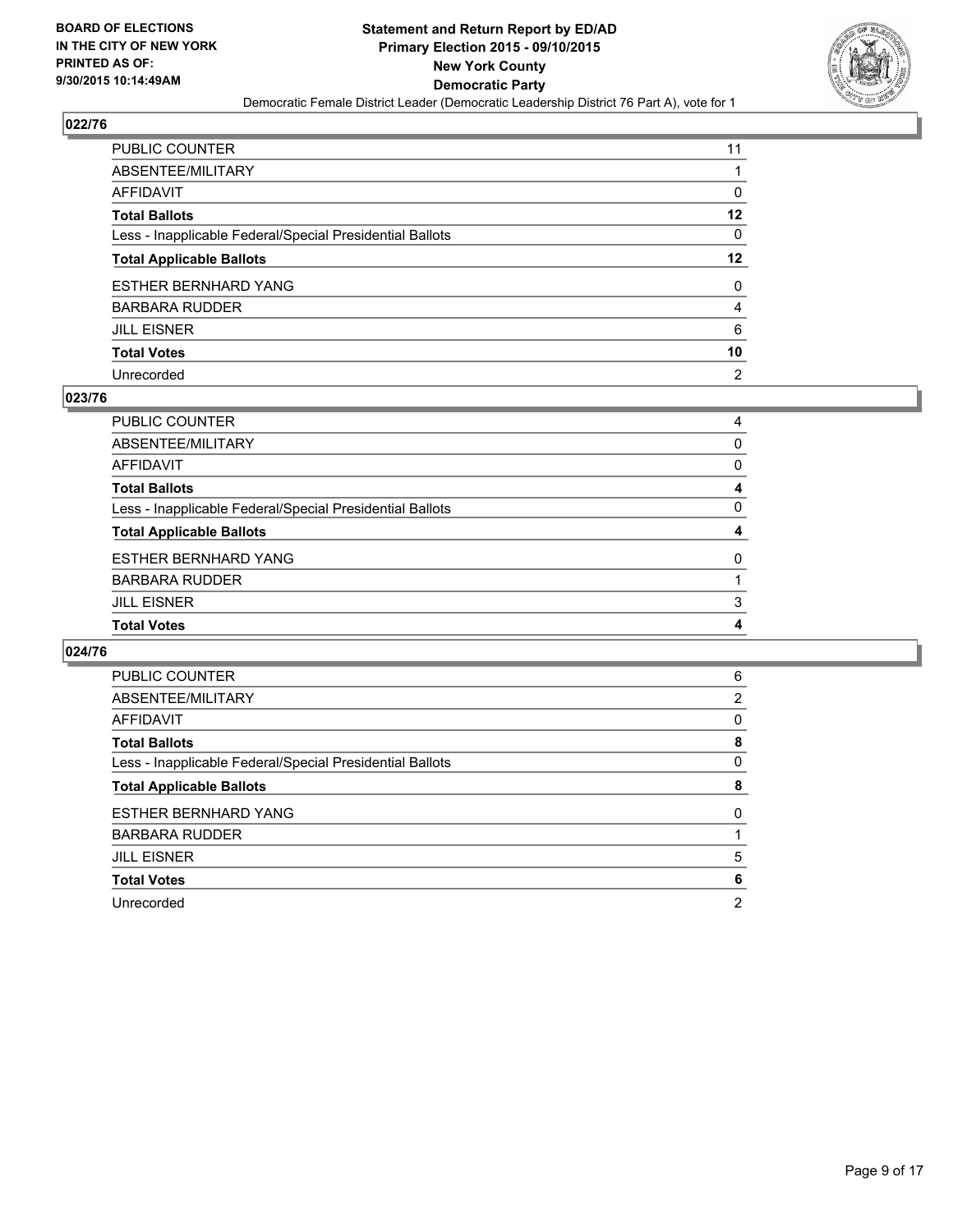**BOARD OF ELECTIONS IN THE CITY OF NEW YORK PRINTED AS OF: 9/30/2015 10:14:49AM**

**Statement and Return Report by ED/AD Primary Election 2015 - 09/10/2015 New York County Democratic Party**

Democratic Female District Leader (Democratic Leadership District 76 Part A), vote for 1

## 022/76

| | |
|---|---|
| PUBLIC COUNTER | 11 |
| ABSENTEE/MILITARY | 1 |
| AFFIDAVIT | 0 |
| **Total Ballots** | **12** |
| Less - Inapplicable Federal/Special Presidential Ballots | 0 |
| **Total Applicable Ballots** | **12** |
| ESTHER BERNHARD YANG | 0 |
| BARBARA RUDDER | 4 |
| JILL EISNER | 6 |
| **Total Votes** | **10** |
| Unrecorded | 2 |

## 023/76

| | |
|---|---|
| PUBLIC COUNTER | 4 |
| ABSENTEE/MILITARY | 0 |
| AFFIDAVIT | 0 |
| **Total Ballots** | **4** |
| Less - Inapplicable Federal/Special Presidential Ballots | 0 |
| **Total Applicable Ballots** | **4** |
| ESTHER BERNHARD YANG | 0 |
| BARBARA RUDDER | 1 |
| JILL EISNER | 3 |
| **Total Votes** | **4** |

## 024/76

| | |
|---|---|
| PUBLIC COUNTER | 6 |
| ABSENTEE/MILITARY | 2 |
| AFFIDAVIT | 0 |
| **Total Ballots** | **8** |
| Less - Inapplicable Federal/Special Presidential Ballots | 0 |
| **Total Applicable Ballots** | **8** |
| ESTHER BERNHARD YANG | 0 |
| BARBARA RUDDER | 1 |
| JILL EISNER | 5 |
| **Total Votes** | **6** |
| Unrecorded | 2 |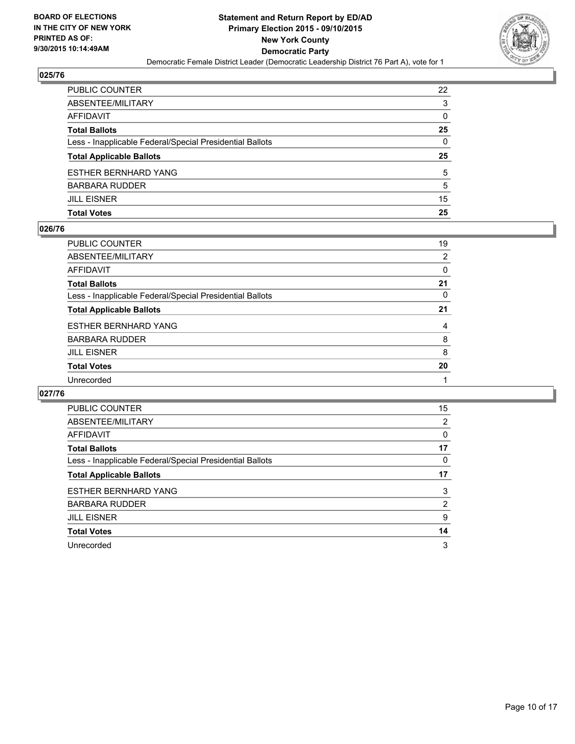**BOARD OF ELECTIONS IN THE CITY OF NEW YORK PRINTED AS OF: 9/30/2015 10:14:49AM**

**Statement and Return Report by ED/AD**
**Primary Election 2015 - 09/10/2015**
**New York County**
**Democratic Party**
Democratic Female District Leader (Democratic Leadership District 76 Part A), vote for 1

### 025/76

| | |
|---|---|
| PUBLIC COUNTER | 22 |
| ABSENTEE/MILITARY | 3 |
| AFFIDAVIT | 0 |
| **Total Ballots** | **25** |
| Less - Inapplicable Federal/Special Presidential Ballots | 0 |
| **Total Applicable Ballots** | **25** |
| ESTHER BERNHARD YANG | 5 |
| BARBARA RUDDER | 5 |
| JILL EISNER | 15 |
| **Total Votes** | **25** |

### 026/76

| | |
|---|---|
| PUBLIC COUNTER | 19 |
| ABSENTEE/MILITARY | 2 |
| AFFIDAVIT | 0 |
| **Total Ballots** | **21** |
| Less - Inapplicable Federal/Special Presidential Ballots | 0 |
| **Total Applicable Ballots** | **21** |
| ESTHER BERNHARD YANG | 4 |
| BARBARA RUDDER | 8 |
| JILL EISNER | 8 |
| **Total Votes** | **20** |
| Unrecorded | 1 |

### 027/76

| | |
|---|---|
| PUBLIC COUNTER | 15 |
| ABSENTEE/MILITARY | 2 |
| AFFIDAVIT | 0 |
| **Total Ballots** | **17** |
| Less - Inapplicable Federal/Special Presidential Ballots | 0 |
| **Total Applicable Ballots** | **17** |
| ESTHER BERNHARD YANG | 3 |
| BARBARA RUDDER | 2 |
| JILL EISNER | 9 |
| **Total Votes** | **14** |
| Unrecorded | 3 |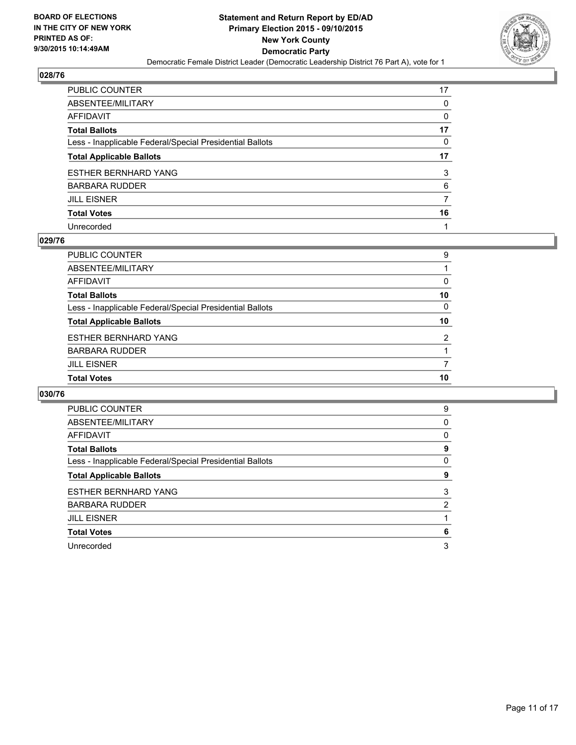BOARD OF ELECTIONS
IN THE CITY OF NEW YORK
PRINTED AS OF:
9/30/2015 10:14:49AM

**Statement and Return Report by ED/AD**
**Primary Election 2015 - 09/10/2015**
**New York County**
**Democratic Party**
Democratic Female District Leader (Democratic Leadership District 76 Part A), vote for 1

## 028/76

| | |
|---|---|
| PUBLIC COUNTER | 17 |
| ABSENTEE/MILITARY | 0 |
| AFFIDAVIT | 0 |
| **Total Ballots** | **17** |
| Less - Inapplicable Federal/Special Presidential Ballots | 0 |
| **Total Applicable Ballots** | **17** |
| ESTHER BERNHARD YANG | 3 |
| BARBARA RUDDER | 6 |
| JILL EISNER | 7 |
| **Total Votes** | **16** |
| Unrecorded | 1 |

## 029/76

| | |
|---|---|
| PUBLIC COUNTER | 9 |
| ABSENTEE/MILITARY | 1 |
| AFFIDAVIT | 0 |
| **Total Ballots** | **10** |
| Less - Inapplicable Federal/Special Presidential Ballots | 0 |
| **Total Applicable Ballots** | **10** |
| ESTHER BERNHARD YANG | 2 |
| BARBARA RUDDER | 1 |
| JILL EISNER | 7 |
| **Total Votes** | **10** |

## 030/76

| | |
|---|---|
| PUBLIC COUNTER | 9 |
| ABSENTEE/MILITARY | 0 |
| AFFIDAVIT | 0 |
| **Total Ballots** | **9** |
| Less - Inapplicable Federal/Special Presidential Ballots | 0 |
| **Total Applicable Ballots** | **9** |
| ESTHER BERNHARD YANG | 3 |
| BARBARA RUDDER | 2 |
| JILL EISNER | 1 |
| **Total Votes** | **6** |
| Unrecorded | 3 |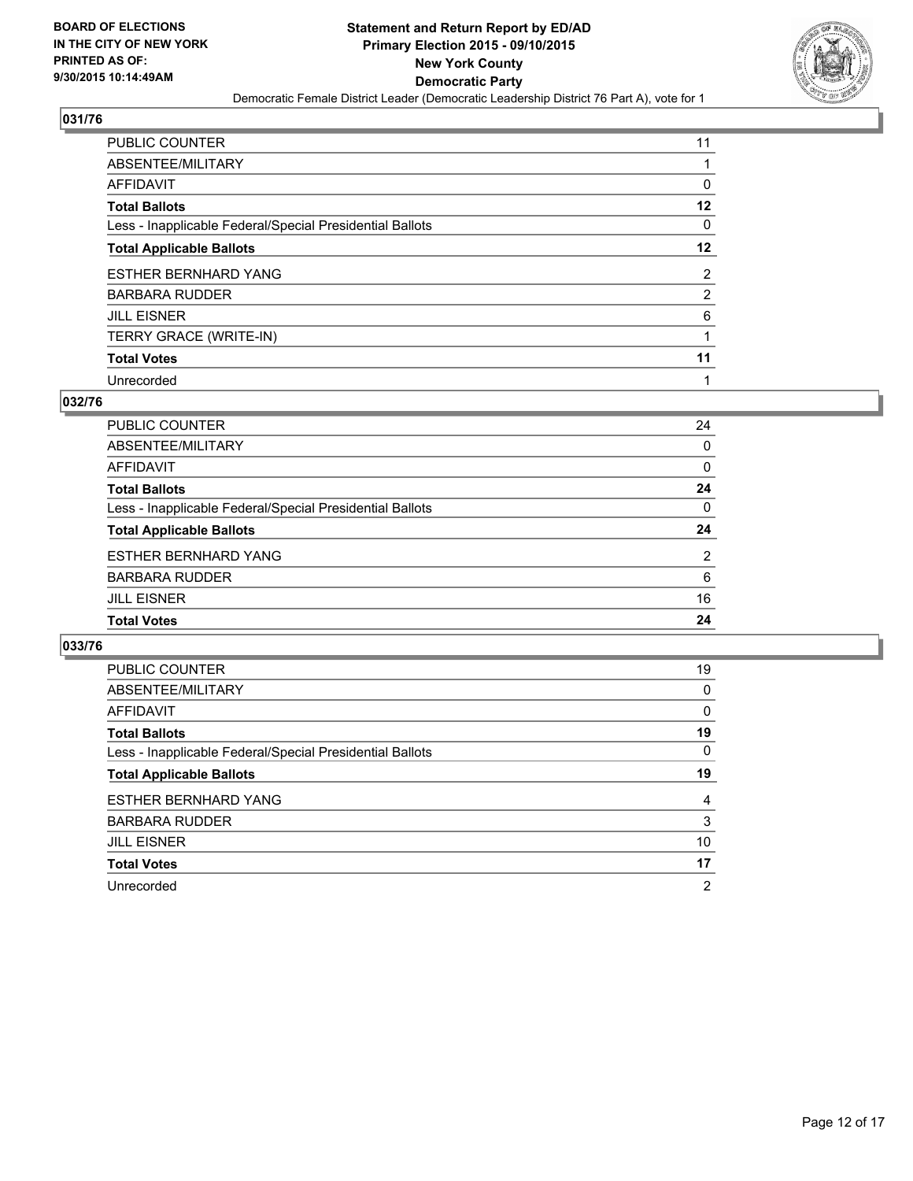**BOARD OF ELECTIONS IN THE CITY OF NEW YORK PRINTED AS OF: 9/30/2015 10:14:49AM**

**Statement and Return Report by ED/AD Primary Election 2015 - 09/10/2015 New York County Democratic Party**

Democratic Female District Leader (Democratic Leadership District 76 Part A), vote for 1

### 031/76

| | |
|---|---|
| PUBLIC COUNTER | 11 |
| ABSENTEE/MILITARY | 1 |
| AFFIDAVIT | 0 |
| **Total Ballots** | **12** |
| Less - Inapplicable Federal/Special Presidential Ballots | 0 |
| **Total Applicable Ballots** | **12** |
| ESTHER BERNHARD YANG | 2 |
| BARBARA RUDDER | 2 |
| JILL EISNER | 6 |
| TERRY GRACE (WRITE-IN) | 1 |
| **Total Votes** | **11** |
| Unrecorded | 1 |

### 032/76

| | |
|---|---|
| PUBLIC COUNTER | 24 |
| ABSENTEE/MILITARY | 0 |
| AFFIDAVIT | 0 |
| **Total Ballots** | **24** |
| Less - Inapplicable Federal/Special Presidential Ballots | 0 |
| **Total Applicable Ballots** | **24** |
| ESTHER BERNHARD YANG | 2 |
| BARBARA RUDDER | 6 |
| JILL EISNER | 16 |
| **Total Votes** | **24** |

### 033/76

| | |
|---|---|
| PUBLIC COUNTER | 19 |
| ABSENTEE/MILITARY | 0 |
| AFFIDAVIT | 0 |
| **Total Ballots** | **19** |
| Less - Inapplicable Federal/Special Presidential Ballots | 0 |
| **Total Applicable Ballots** | **19** |
| ESTHER BERNHARD YANG | 4 |
| BARBARA RUDDER | 3 |
| JILL EISNER | 10 |
| **Total Votes** | **17** |
| Unrecorded | 2 |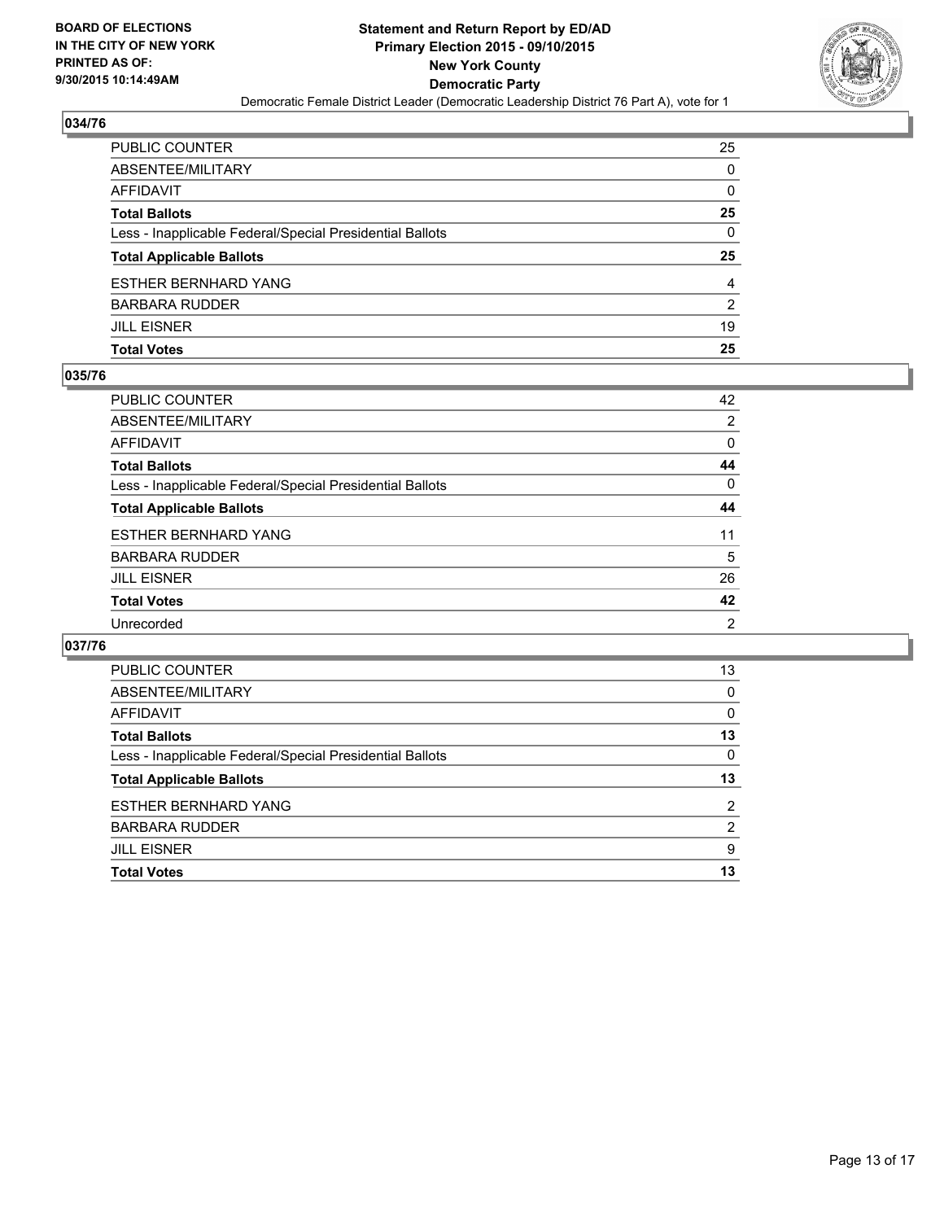**BOARD OF ELECTIONS IN THE CITY OF NEW YORK PRINTED AS OF: 9/30/2015 10:14:49AM**

**Statement and Return Report by ED/AD**
**Primary Election 2015 - 09/10/2015**
**New York County**
**Democratic Party**
Democratic Female District Leader (Democratic Leadership District 76 Part A), vote for 1

### 034/76

| | |
|---|---|
| PUBLIC COUNTER | 25 |
| ABSENTEE/MILITARY | 0 |
| AFFIDAVIT | 0 |
| **Total Ballots** | **25** |
| Less - Inapplicable Federal/Special Presidential Ballots | 0 |
| **Total Applicable Ballots** | **25** |
| ESTHER BERNHARD YANG | 4 |
| BARBARA RUDDER | 2 |
| JILL EISNER | 19 |
| **Total Votes** | **25** |

### 035/76

| | |
|---|---|
| PUBLIC COUNTER | 42 |
| ABSENTEE/MILITARY | 2 |
| AFFIDAVIT | 0 |
| **Total Ballots** | **44** |
| Less - Inapplicable Federal/Special Presidential Ballots | 0 |
| **Total Applicable Ballots** | **44** |
| ESTHER BERNHARD YANG | 11 |
| BARBARA RUDDER | 5 |
| JILL EISNER | 26 |
| **Total Votes** | **42** |
| Unrecorded | 2 |

### 037/76

| | |
|---|---|
| PUBLIC COUNTER | 13 |
| ABSENTEE/MILITARY | 0 |
| AFFIDAVIT | 0 |
| **Total Ballots** | **13** |
| Less - Inapplicable Federal/Special Presidential Ballots | 0 |
| **Total Applicable Ballots** | **13** |
| ESTHER BERNHARD YANG | 2 |
| BARBARA RUDDER | 2 |
| JILL EISNER | 9 |
| **Total Votes** | **13** |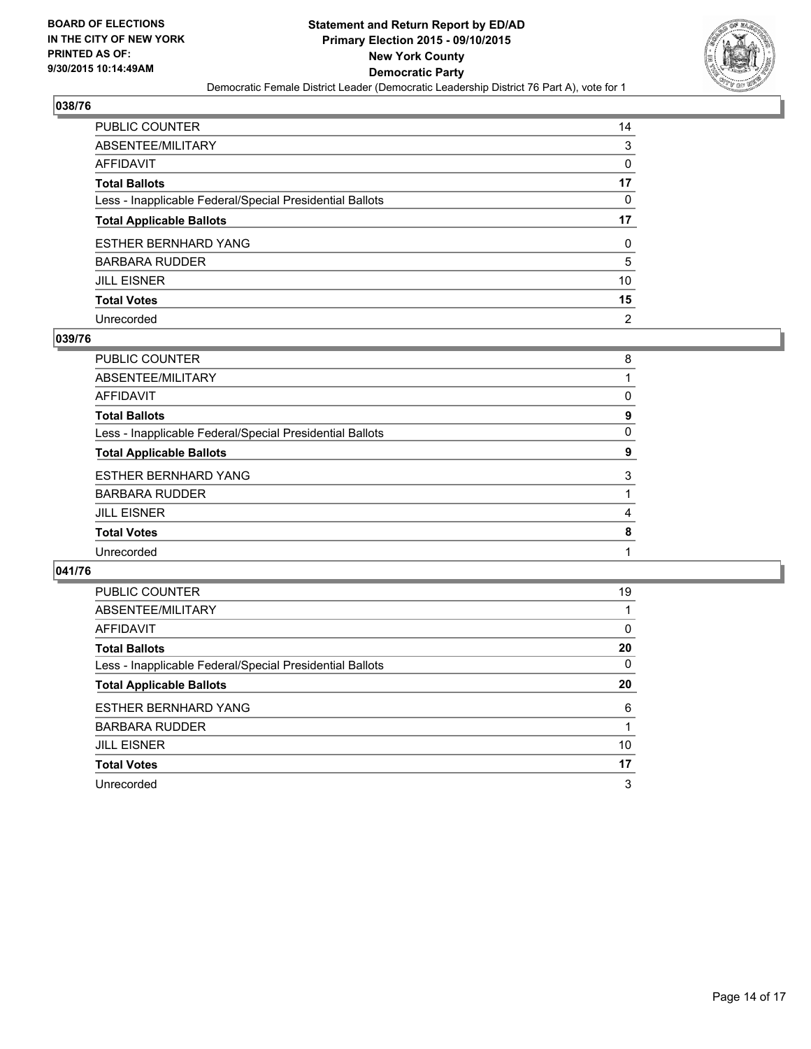**BOARD OF ELECTIONS IN THE CITY OF NEW YORK PRINTED AS OF: 9/30/2015 10:14:49AM**

**Statement and Return Report by ED/AD**
**Primary Election 2015 - 09/10/2015**
**New York County**
**Democratic Party**
Democratic Female District Leader (Democratic Leadership District 76 Part A), vote for 1

### 038/76

| | |
|---|---|
| PUBLIC COUNTER | 14 |
| ABSENTEE/MILITARY | 3 |
| AFFIDAVIT | 0 |
| **Total Ballots** | **17** |
| Less - Inapplicable Federal/Special Presidential Ballots | 0 |
| **Total Applicable Ballots** | **17** |
| ESTHER BERNHARD YANG | 0 |
| BARBARA RUDDER | 5 |
| JILL EISNER | 10 |
| **Total Votes** | **15** |
| Unrecorded | 2 |

### 039/76

| | |
|---|---|
| PUBLIC COUNTER | 8 |
| ABSENTEE/MILITARY | 1 |
| AFFIDAVIT | 0 |
| **Total Ballots** | **9** |
| Less - Inapplicable Federal/Special Presidential Ballots | 0 |
| **Total Applicable Ballots** | **9** |
| ESTHER BERNHARD YANG | 3 |
| BARBARA RUDDER | 1 |
| JILL EISNER | 4 |
| **Total Votes** | **8** |
| Unrecorded | 1 |

### 041/76

| | |
|---|---|
| PUBLIC COUNTER | 19 |
| ABSENTEE/MILITARY | 1 |
| AFFIDAVIT | 0 |
| **Total Ballots** | **20** |
| Less - Inapplicable Federal/Special Presidential Ballots | 0 |
| **Total Applicable Ballots** | **20** |
| ESTHER BERNHARD YANG | 6 |
| BARBARA RUDDER | 1 |
| JILL EISNER | 10 |
| **Total Votes** | **17** |
| Unrecorded | 3 |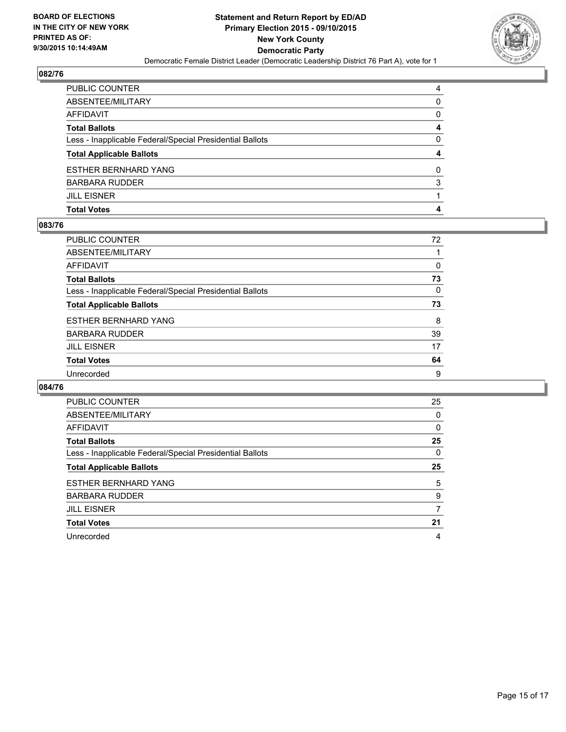BOARD OF ELECTIONS
IN THE CITY OF NEW YORK
PRINTED AS OF:
9/30/2015 10:14:49AM

**Statement and Return Report by ED/AD**
**Primary Election 2015 - 09/10/2015**
**New York County**
**Democratic Party**
Democratic Female District Leader (Democratic Leadership District 76 Part A), vote for 1

## 082/76

| | |
|---|---|
| PUBLIC COUNTER | 4 |
| ABSENTEE/MILITARY | 0 |
| AFFIDAVIT | 0 |
| **Total Ballots** | **4** |
| Less - Inapplicable Federal/Special Presidential Ballots | 0 |
| **Total Applicable Ballots** | **4** |
| ESTHER BERNHARD YANG | 0 |
| BARBARA RUDDER | 3 |
| JILL EISNER | 1 |
| **Total Votes** | **4** |

## 083/76

| | |
|---|---|
| PUBLIC COUNTER | 72 |
| ABSENTEE/MILITARY | 1 |
| AFFIDAVIT | 0 |
| **Total Ballots** | **73** |
| Less - Inapplicable Federal/Special Presidential Ballots | 0 |
| **Total Applicable Ballots** | **73** |
| ESTHER BERNHARD YANG | 8 |
| BARBARA RUDDER | 39 |
| JILL EISNER | 17 |
| **Total Votes** | **64** |
| Unrecorded | 9 |

## 084/76

| | |
|---|---|
| PUBLIC COUNTER | 25 |
| ABSENTEE/MILITARY | 0 |
| AFFIDAVIT | 0 |
| **Total Ballots** | **25** |
| Less - Inapplicable Federal/Special Presidential Ballots | 0 |
| **Total Applicable Ballots** | **25** |
| ESTHER BERNHARD YANG | 5 |
| BARBARA RUDDER | 9 |
| JILL EISNER | 7 |
| **Total Votes** | **21** |
| Unrecorded | 4 |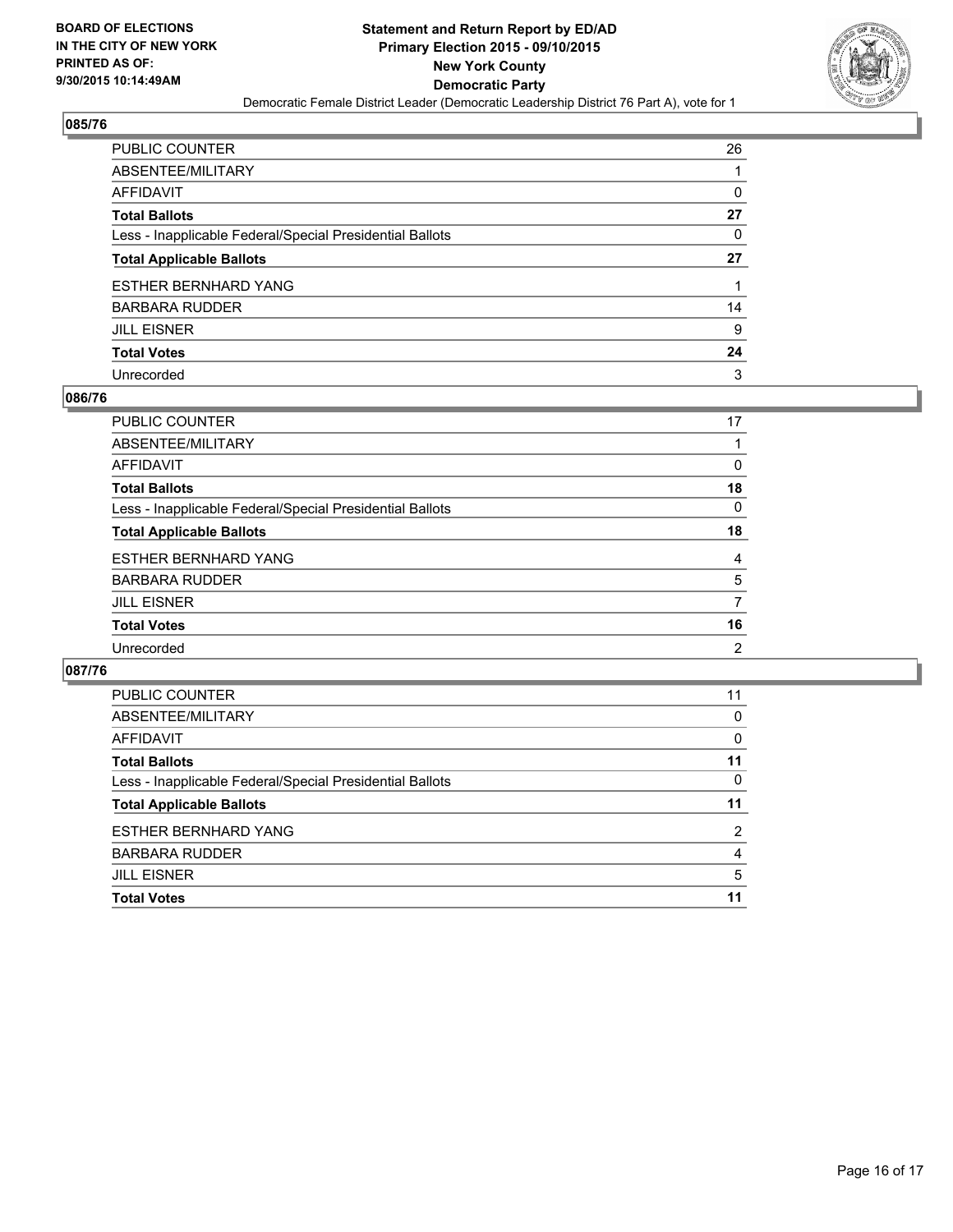### 085/76

| | |
|---|---|
| PUBLIC COUNTER | 26 |
| ABSENTEE/MILITARY | 1 |
| AFFIDAVIT | 0 |
| **Total Ballots** | **27** |
| Less - Inapplicable Federal/Special Presidential Ballots | 0 |
| **Total Applicable Ballots** | **27** |
| ESTHER BERNHARD YANG | 1 |
| BARBARA RUDDER | 14 |
| JILL EISNER | 9 |
| **Total Votes** | **24** |
| Unrecorded | 3 |

### 086/76

| | |
|---|---|
| PUBLIC COUNTER | 17 |
| ABSENTEE/MILITARY | 1 |
| AFFIDAVIT | 0 |
| **Total Ballots** | **18** |
| Less - Inapplicable Federal/Special Presidential Ballots | 0 |
| **Total Applicable Ballots** | **18** |
| ESTHER BERNHARD YANG | 4 |
| BARBARA RUDDER | 5 |
| JILL EISNER | 7 |
| **Total Votes** | **16** |
| Unrecorded | 2 |

### 087/76

| | |
|---|---|
| PUBLIC COUNTER | 11 |
| ABSENTEE/MILITARY | 0 |
| AFFIDAVIT | 0 |
| **Total Ballots** | **11** |
| Less - Inapplicable Federal/Special Presidential Ballots | 0 |
| **Total Applicable Ballots** | **11** |
| ESTHER BERNHARD YANG | 2 |
| BARBARA RUDDER | 4 |
| JILL EISNER | 5 |
| **Total Votes** | **11** |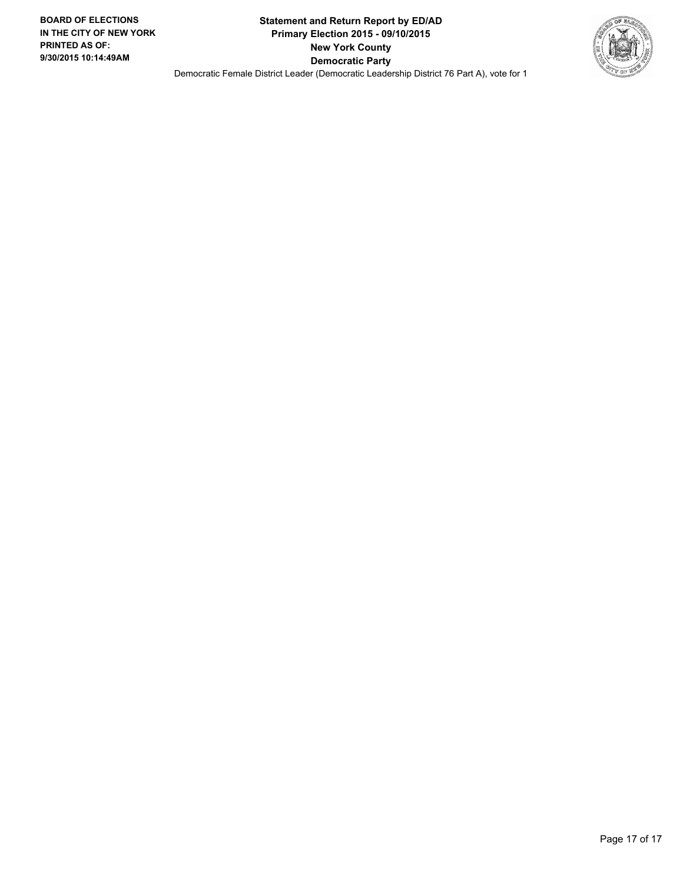**BOARD OF ELECTIONS IN THE CITY OF NEW YORK PRINTED AS OF: 9/30/2015 10:14:49AM**

**Statement and Return Report by ED/AD**
**Primary Election 2015 - 09/10/2015**
**New York County**
**Democratic Party**

Democratic Female District Leader (Democratic Leadership District 76 Part A), vote for 1